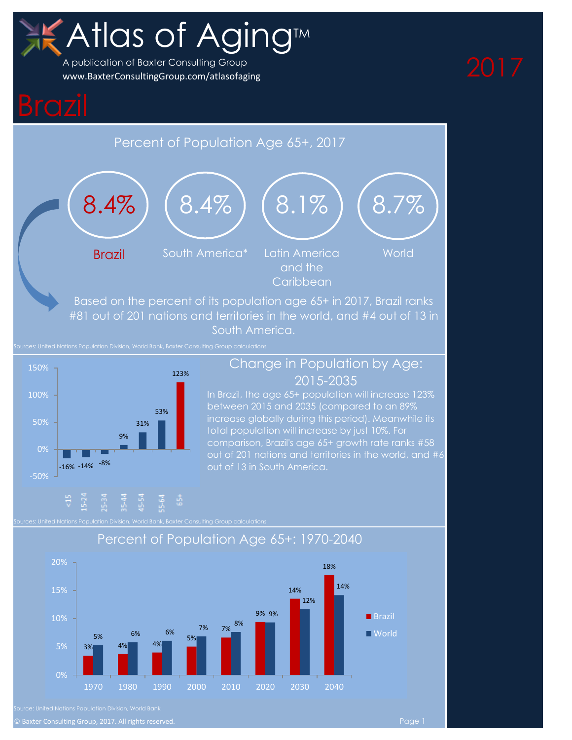# Atlas of Aging™

A publication of Baxter Consulting Group
www.BaxterConsultingGroup.com/atlasofaging

2017

# Brazil

## Percent of Population Age 65+, 2017

| Brazil | South America* | Latin America and the Caribbean | World |
|---|---|---|---|
| 8.4% | 8.4% | 8.1% | 8.7% |

Based on the percent of its population age 65+ in 2017, Brazil ranks #81 out of 201 nations and territories in the world, and #4 out of 13 in South America.

Sources: United Nations Population Division, World Bank, Baxter Consulting Group calculations

## Change in Population by Age: 2015-2035

| Age | Change |
|---|---|
| <15 | -16% |
| 15-24 | -14% |
| 25-34 | -8% |
| 35-44 | 9% |
| 45-54 | 31% |
| 55-64 | 53% |
| 65+ | 123% |

In Brazil, the age 65+ population will increase 123% between 2015 and 2035 (compared to an 89% increase globally during this period). Meanwhile its total population will increase by just 10%. For comparison, Brazil's age 65+ growth rate ranks #58 out of 201 nations and territories in the world, and #6 out of 13 in South America.

Sources: United Nations Population Division, World Bank, Baxter Consulting Group calculations

## Percent of Population Age 65+: 1970-2040

| Year | Brazil | World |
|---|---|---|
| 1970 | 3% | 5% |
| 1980 | 4% | 6% |
| 1990 | 4% | 6% |
| 2000 | 5% | 7% |
| 2010 | 7% | 8% |
| 2020 | 9% | 9% |
| 2030 | 14% | 12% |
| 2040 | 18% | 14% |

Source: United Nations Population Division, World Bank

© Baxter Consulting Group, 2017. All rights reserved.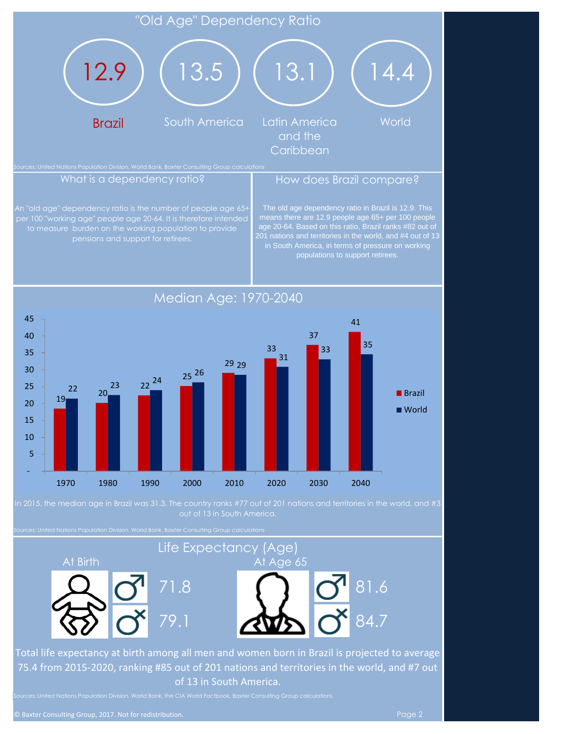# "Old Age" Dependency Ratio

| Brazil | South America | Latin America and the Caribbean | World |
|---|---|---|---|
| 12.9 | 13.5 | 13.1 | 14.4 |

Sources: United Nations Population Division, World Bank, Baxter Consulting Group calculations

## What is a dependency ratio?

An "old age" dependency ratio is the number of people age 65+ per 100 "working age" people age 20-64. It is therefore intended to measure burden on the working population to provide pensions and support for retirees.

## How does Brazil compare?

The old age dependency ratio in Brazil is 12.9. This means there are 12.9 people age 65+ per 100 people age 20-64. Based on this ratio, Brazil ranks #82 out of 201 nations and territories in the world, and #4 out of 13 in South America, in terms of pressure on working populations to support retirees.

# Median Age: 1970-2040

| Year | Brazil | World |
|---|---|---|
| 1970 | 19 | 22 |
| 1980 | 20 | 23 |
| 1990 | 22 | 24 |
| 2000 | 25 | 26 |
| 2010 | 29 | 29 |
| 2020 | 33 | 31 |
| 2030 | 37 | 33 |
| 2040 | 41 | 35 |

In 2015, the median age in Brazil was 31.3. The country ranks #77 out of 201 nations and territories in the world, and #3 out of 13 in South America.

Sources: United Nations Population Division, World Bank, Baxter Consulting Group calculations

# Life Expectancy (Age)

| | At Birth | At Age 65 |
|---|---|---|
| ♂ | 71.8 | 81.6 |
| ♀ | 79.1 | 84.7 |

Total life expectancy at birth among all men and women born in Brazil is projected to average 75.4 from 2015-2020, ranking #85 out of 201 nations and territories in the world, and #7 out of 13 in South America.

Sources: United Nations Population Division, World Bank, the CIA World Factbook, Baxter Consulting Group calculations

© Baxter Consulting Group, 2017. Not for redistribution.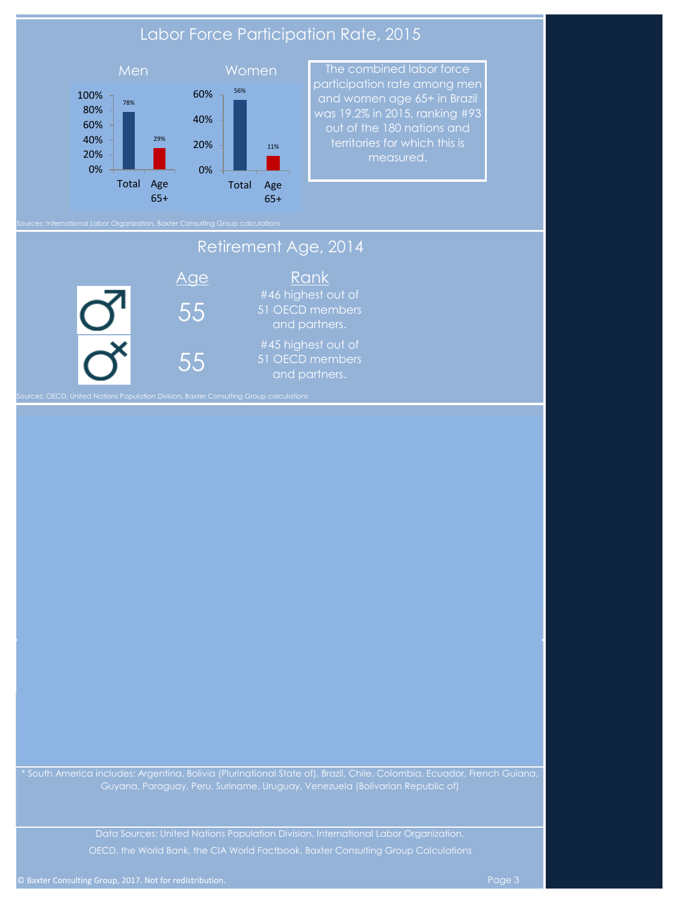## Labor Force Participation Rate, 2015

Men

100%
80%
60%
40%
20%
0%

78%
29%

Total
Age 65+

Women

60%
40%
20%
0%

56%
11%

Total
Age 65+

The combined labor force participation rate among men and women age 65+ in Brazil was 19.2% in 2015, ranking #93 out of the 180 nations and territories for which this is measured.

Sources: International Labor Organization, Baxter Consulting Group calculations

## Retirement Age, 2014

| | Age | Rank |
|---|---|---|
| ♂ | 55 | #46 highest out of 51 OECD members and partners. |
| ♀ | 55 | #45 highest out of 51 OECD members and partners. |

Sources: OECD, United Nations Population Division, Baxter Consulting Group calculations

\* South America includes: Argentina, Bolivia (Plurinational State of), Brazil, Chile, Colombia, Ecuador, French Guiana, Guyana, Paraguay, Peru, Suriname, Uruguay, Venezuela (Bolivarian Republic of)

Data Sources: United Nations Population Division, International Labor Organization, OECD, the World Bank, the CIA World Factbook, Baxter Consulting Group Calculations

© Baxter Consulting Group, 2017. Not for redistribution.